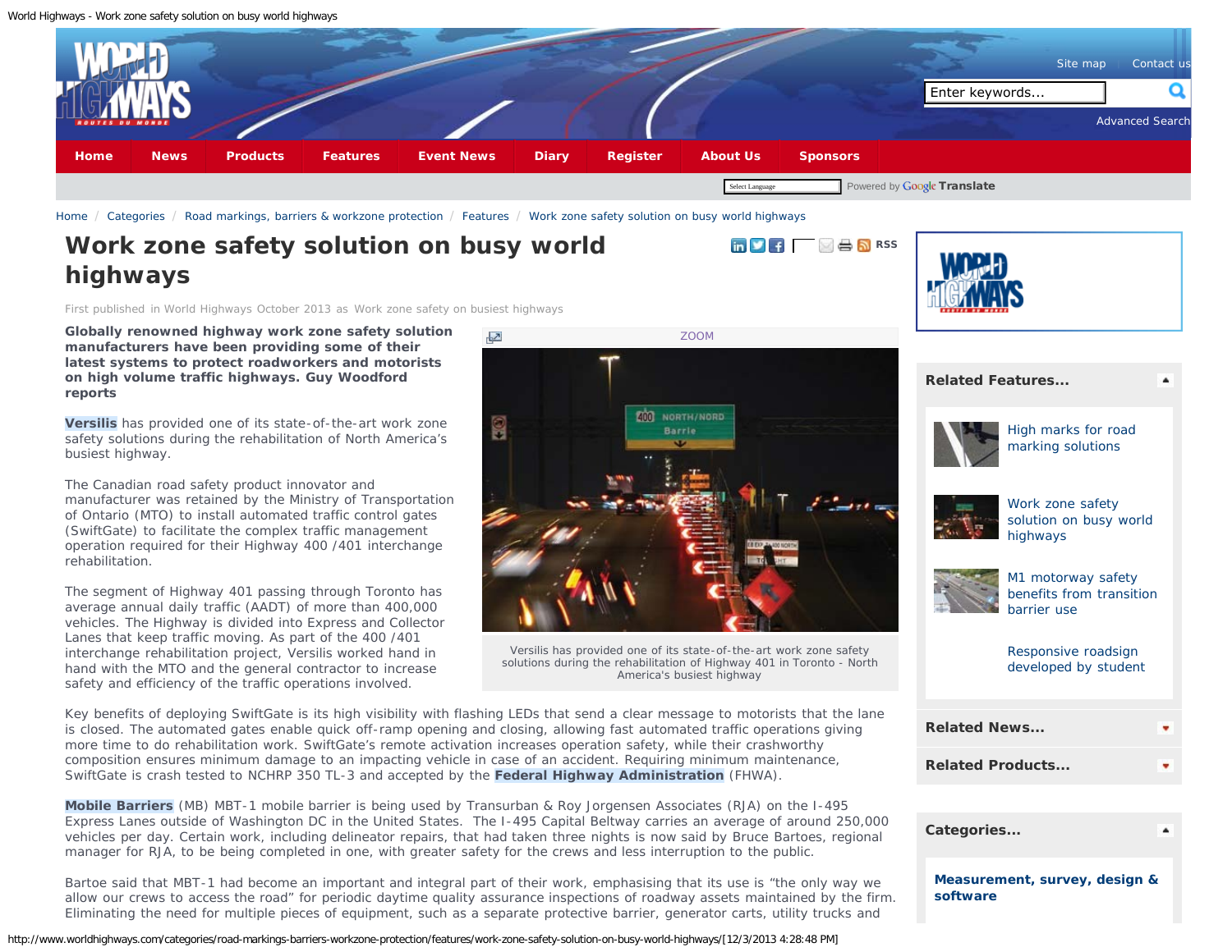# Work zone safety solution on busy world highways

First published in World Highways October 2013 as Work zone safety on busiest highways

**Globally renowned highway work zone safety solution manufacturers have been providing some of their latest systems to protect roadworkers and motorists on high volume traffic highways. Guy Woodford reports**

**Versilis** has provided one of its state-of-the-art work zone safety solutions during the rehabilitation of North America's busiest highway.

The Canadian road safety product innovator and manufacturer was retained by the Ministry of Transportation of Ontario (MTO) to install automated traffic control gates (SwiftGate) to facilitate the complex traffic management operation required for their Highway 400 /401 interchange rehabilitation.

The segment of Highway 401 passing through Toronto has average annual daily traffic (AADT) of more than 400,000 vehicles. The Highway is divided into Express and Collector Lanes that keep traffic moving. As part of the 400 /401 interchange rehabilitation project, Versilis worked hand in hand with the MTO and the general contractor to increase safety and efficiency of the traffic operations involved.

Versilis has provided one of its state-of-the-art work zone safety solutions during the rehabilitation of Highway 401 in Toronto - North America's busiest highway

Key benefits of deploying SwiftGate is its high visibility with flashing LEDs that send a clear message to motorists that the lane is closed. The automated gates enable quick off-ramp opening and closing, allowing fast automated traffic operations giving more time to do rehabilitation work. SwiftGate's remote activation increases operation safety, while their crashworthy composition ensures minimum damage to an impacting vehicle in case of an accident. Requiring minimum maintenance, SwiftGate is crash tested to NCHRP 350 TL-3 and accepted by the **Federal Highway Administration** (FHWA).

**Mobile Barriers** (MB) MBT-1 mobile barrier is being used by Transurban & Roy Jorgensen Associates (RJA) on the I-495 Express Lanes outside of Washington DC in the United States. The I-495 Capital Beltway carries an average of around 250,000 vehicles per day. Certain work, including delineator repairs, that had taken three nights is now said by Bruce Bartoes, regional manager for RJA, to be being completed in one, with greater safety for the crews and less interruption to the public.

Bartoe said that MBT-1 had become an important and integral part of their work, emphasising that its use is "the only way we allow our crews to access the road" for periodic daytime quality assurance inspections of roadway assets maintained by the firm. Eliminating the need for multiple pieces of equipment, such as a separate protective barrier, generator carts, utility trucks and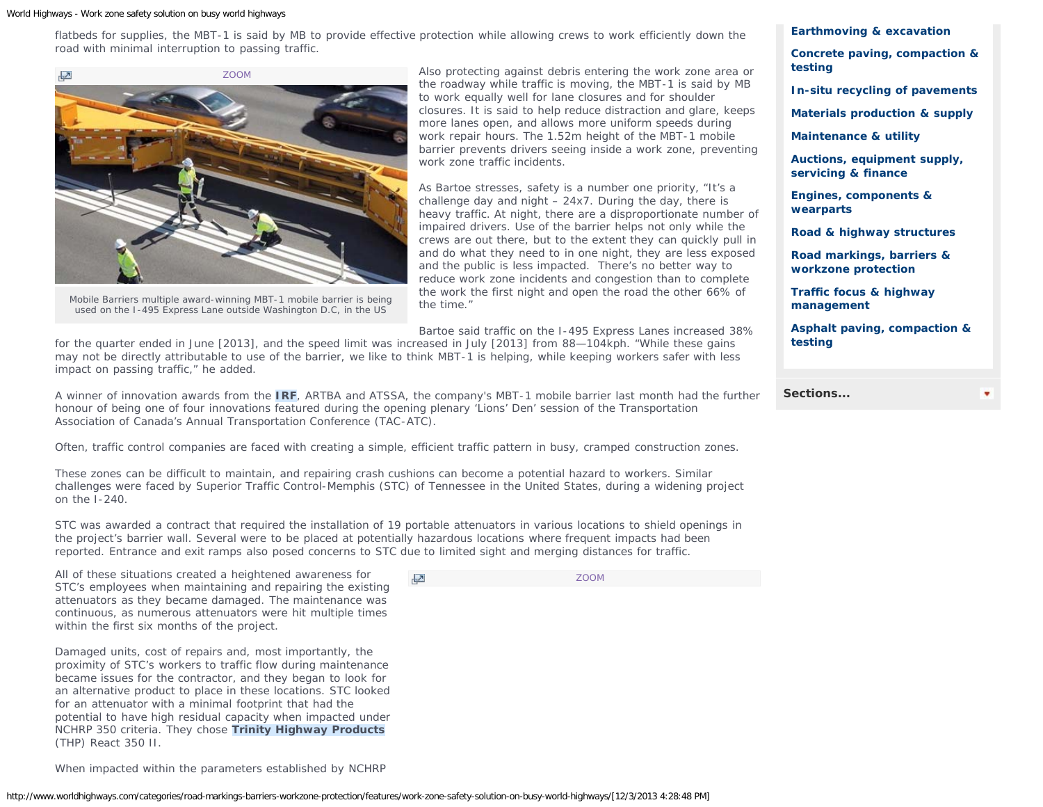flatbeds for supplies, the MBT-1 is said by MB to provide effective protection while allowing crews to work efficiently down the road with minimal interruption to passing traffic.

ZOOM

Mobile Barriers multiple award-winning MBT-1 mobile barrier is being used on the I-495 Express Lane outside Washington D.C, in the US

Also protecting against debris entering the work zone area or the roadway while traffic is moving, the MBT-1 is said by MB to work equally well for lane closures and for shoulder closures. It is said to help reduce distraction and glare, keeps more lanes open, and allows more uniform speeds during work repair hours. The 1.52m height of the MBT-1 mobile barrier prevents drivers seeing inside a work zone, preventing work zone traffic incidents.

As Bartoe stresses, safety is a number one priority, "It's a challenge day and night – 24x7. During the day, there is heavy traffic. At night, there are a disproportionate number of impaired drivers. Use of the barrier helps not only while the crews are out there, but to the extent they can quickly pull in and do what they need to in one night, they are less exposed and the public is less impacted. There's no better way to reduce work zone incidents and congestion than to complete the work the first night and open the road the other 66% of the time."

Bartoe said traffic on the I-495 Express Lanes increased 38% for the quarter ended in June [2013], and the speed limit was increased in July [2013] from 88—104kph. "While these gains may not be directly attributable to use of the barrier, we like to think MBT-1 is helping, while keeping workers safer with less impact on passing traffic," he added.

A winner of innovation awards from the **IRF**, ARTBA and ATSSA, the company's MBT-1 mobile barrier last month had the further honour of being one of four innovations featured during the opening plenary 'Lions' Den' session of the Transportation Association of Canada's Annual Transportation Conference (TAC-ATC).

Often, traffic control companies are faced with creating a simple, efficient traffic pattern in busy, cramped construction zones.

These zones can be difficult to maintain, and repairing crash cushions can become a potential hazard to workers. Similar challenges were faced by Superior Traffic Control-Memphis (STC) of Tennessee in the United States, during a widening project on the I-240.

STC was awarded a contract that required the installation of 19 portable attenuators in various locations to shield openings in the project's barrier wall. Several were to be placed at potentially hazardous locations where frequent impacts had been reported. Entrance and exit ramps also posed concerns to STC due to limited sight and merging distances for traffic.

ZOOM

All of these situations created a heightened awareness for STC's employees when maintaining and repairing the existing attenuators as they became damaged. The maintenance was continuous, as numerous attenuators were hit multiple times within the first six months of the project.

Damaged units, cost of repairs and, most importantly, the proximity of STC's workers to traffic flow during maintenance became issues for the contractor, and they began to look for an alternative product to place in these locations. STC looked for an attenuator with a minimal footprint that had the potential to have high residual capacity when impacted under NCHRP 350 criteria. They chose **Trinity Highway Products** (THP) React 350 II.

When impacted within the parameters established by NCHRP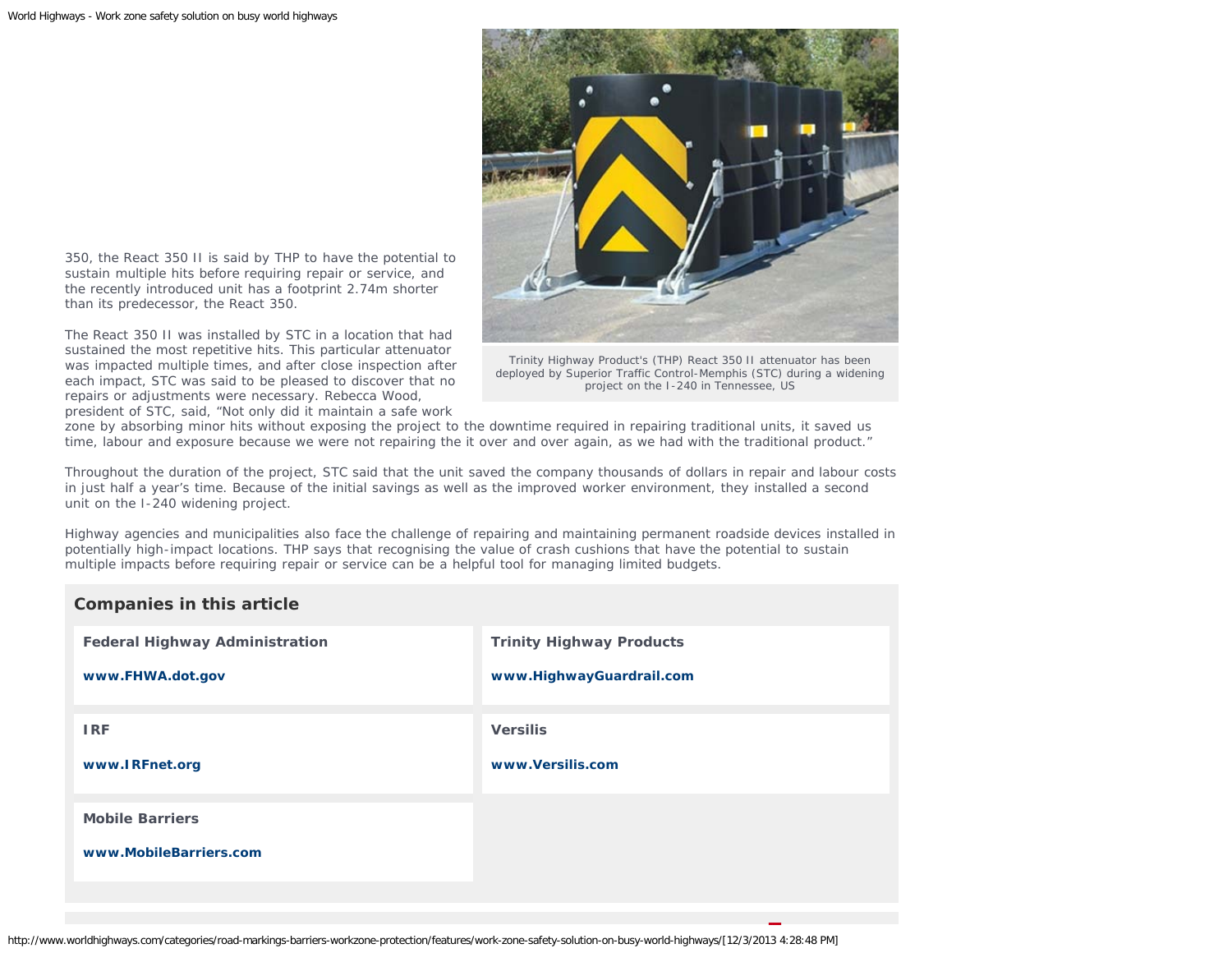350, the React 350 II is said by THP to have the potential to sustain multiple hits before requiring repair or service, and the recently introduced unit has a footprint 2.74m shorter than its predecessor, the React 350.

Trinity Highway Product's (THP) React 350 II attenuator has been deployed by Superior Traffic Control-Memphis (STC) during a widening project on the I-240 in Tennessee, US

The React 350 II was installed by STC in a location that had sustained the most repetitive hits. This particular attenuator was impacted multiple times, and after close inspection after each impact, STC was said to be pleased to discover that no repairs or adjustments were necessary. Rebecca Wood, president of STC, said, "Not only did it maintain a safe work zone by absorbing minor hits without exposing the project to the downtime required in repairing traditional units, it saved us time, labour and exposure because we were not repairing the it over and over again, as we had with the traditional product."

Throughout the duration of the project, STC said that the unit saved the company thousands of dollars in repair and labour costs in just half a year's time. Because of the initial savings as well as the improved worker environment, they installed a second unit on the I-240 widening project.

Highway agencies and municipalities also face the challenge of repairing and maintaining permanent roadside devices installed in potentially high-impact locations. THP says that recognising the value of crash cushions that have the potential to sustain multiple impacts before requiring repair or service can be a helpful tool for managing limited budgets.

## Companies in this article

**Federal Highway Administration**

**www.FHWA.dot.gov**

**Trinity Highway Products**

**www.HighwayGuardrail.com**

**IRF**

**www.IRFnet.org**

**Versilis**

**www.Versilis.com**

**Mobile Barriers**

**www.MobileBarriers.com**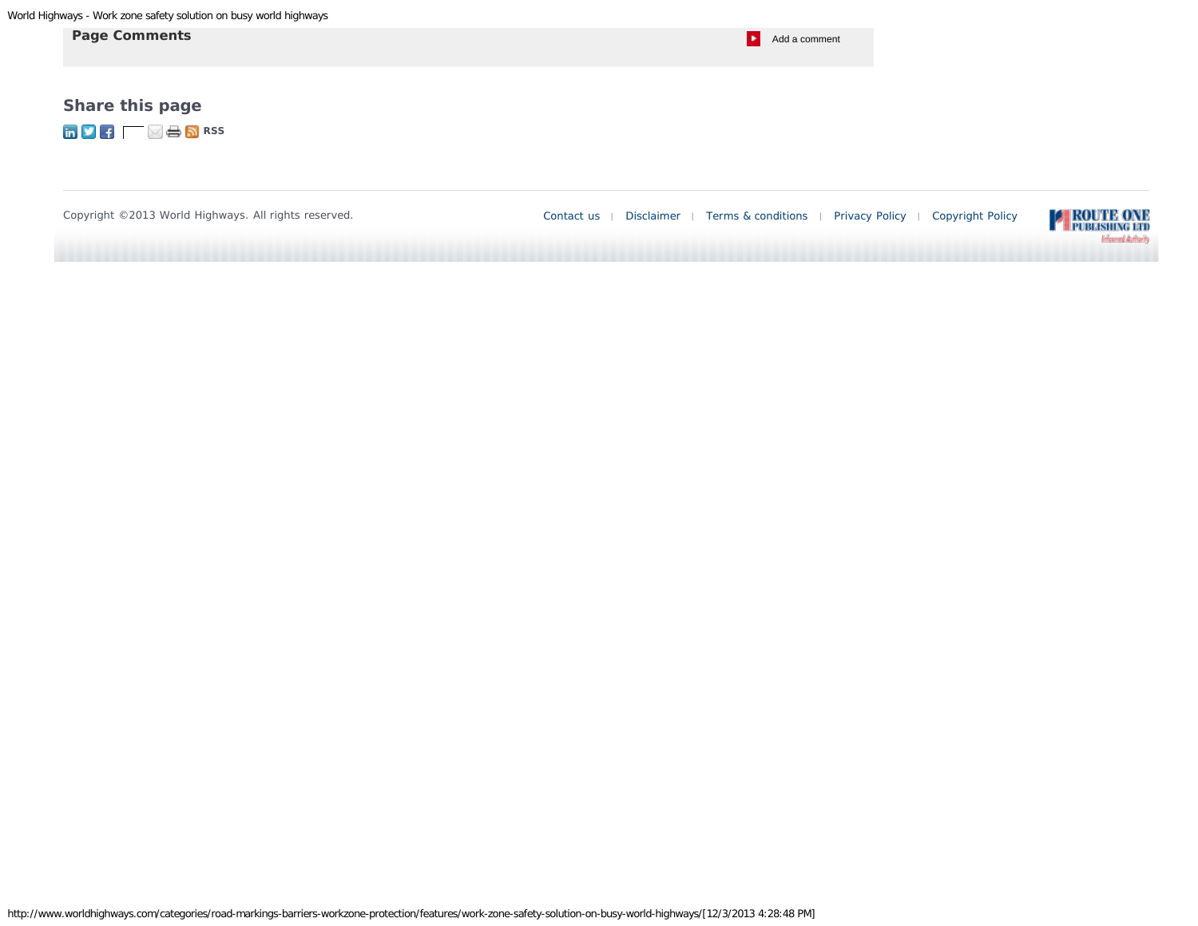**Page Comments**

Add a comment

## Share this page

RSS

Copyright ©2013 World Highways. All rights reserved.

Contact us | Disclaimer | Terms & conditions | Privacy Policy | Copyright Policy

ROUTE ONE PUBLISHING LTD